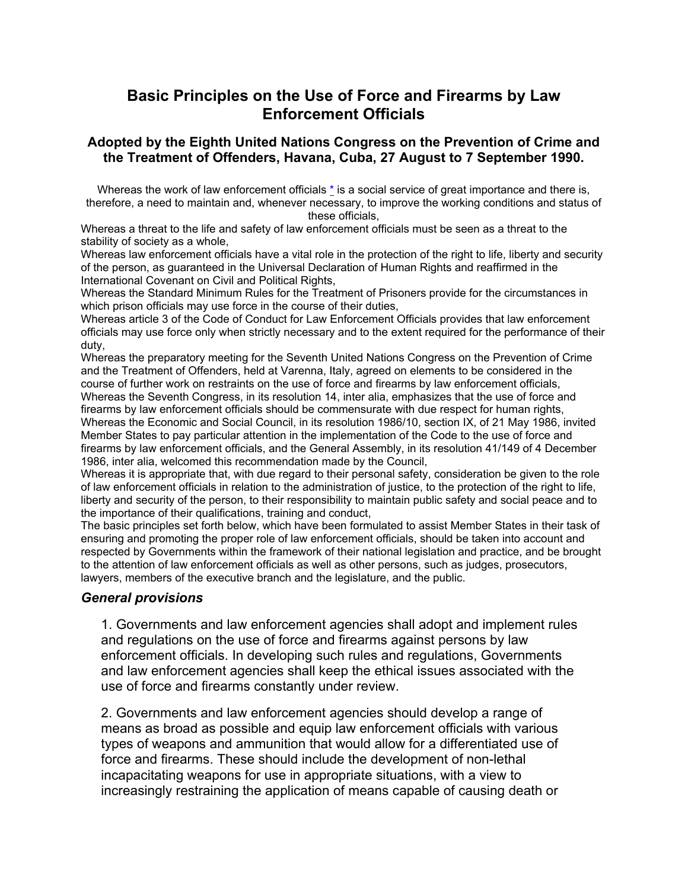# Basic Principles on the Use of Force and Firearms by Law Enforcement Officials

### Adopted by the Eighth United Nations Congress on the Prevention of Crime and the Treatment of Offenders, Havana, Cuba, 27 August to 7 September 1990.

Whereas the work of law enforcement officials * is a social service of great importance and there is, therefore, a need to maintain and, whenever necessary, to improve the working conditions and status of these officials,

Whereas a threat to the life and safety of law enforcement officials must be seen as a threat to the stability of society as a whole,

Whereas law enforcement officials have a vital role in the protection of the right to life, liberty and security of the person, as guaranteed in the Universal Declaration of Human Rights and reaffirmed in the International Covenant on Civil and Political Rights,

Whereas the Standard Minimum Rules for the Treatment of Prisoners provide for the circumstances in which prison officials may use force in the course of their duties,

Whereas article 3 of the Code of Conduct for Law Enforcement Officials provides that law enforcement officials may use force only when strictly necessary and to the extent required for the performance of their duty,

Whereas the preparatory meeting for the Seventh United Nations Congress on the Prevention of Crime and the Treatment of Offenders, held at Varenna, Italy, agreed on elements to be considered in the course of further work on restraints on the use of force and firearms by law enforcement officials,

Whereas the Seventh Congress, in its resolution 14, inter alia, emphasizes that the use of force and firearms by law enforcement officials should be commensurate with due respect for human rights,

Whereas the Economic and Social Council, in its resolution 1986/10, section IX, of 21 May 1986, invited Member States to pay particular attention in the implementation of the Code to the use of force and firearms by law enforcement officials, and the General Assembly, in its resolution 41/149 of 4 December 1986, inter alia, welcomed this recommendation made by the Council,

Whereas it is appropriate that, with due regard to their personal safety, consideration be given to the role of law enforcement officials in relation to the administration of justice, to the protection of the right to life, liberty and security of the person, to their responsibility to maintain public safety and social peace and to the importance of their qualifications, training and conduct,

The basic principles set forth below, which have been formulated to assist Member States in their task of ensuring and promoting the proper role of law enforcement officials, should be taken into account and respected by Governments within the framework of their national legislation and practice, and be brought to the attention of law enforcement officials as well as other persons, such as judges, prosecutors, lawyers, members of the executive branch and the legislature, and the public.

### *General provisions*

1. Governments and law enforcement agencies shall adopt and implement rules and regulations on the use of force and firearms against persons by law enforcement officials. In developing such rules and regulations, Governments and law enforcement agencies shall keep the ethical issues associated with the use of force and firearms constantly under review.

2. Governments and law enforcement agencies should develop a range of means as broad as possible and equip law enforcement officials with various types of weapons and ammunition that would allow for a differentiated use of force and firearms. These should include the development of non-lethal incapacitating weapons for use in appropriate situations, with a view to increasingly restraining the application of means capable of causing death or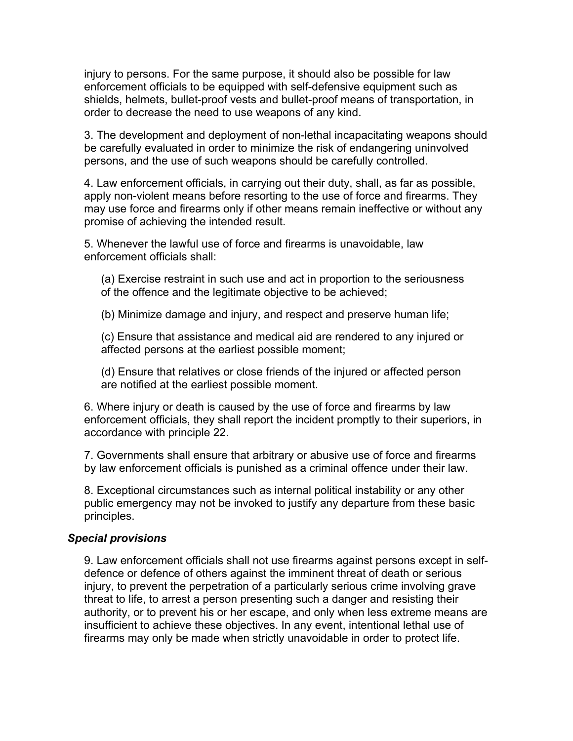injury to persons. For the same purpose, it should also be possible for law enforcement officials to be equipped with self-defensive equipment such as shields, helmets, bullet-proof vests and bullet-proof means of transportation, in order to decrease the need to use weapons of any kind.

3. The development and deployment of non-lethal incapacitating weapons should be carefully evaluated in order to minimize the risk of endangering uninvolved persons, and the use of such weapons should be carefully controlled.

4. Law enforcement officials, in carrying out their duty, shall, as far as possible, apply non-violent means before resorting to the use of force and firearms. They may use force and firearms only if other means remain ineffective or without any promise of achieving the intended result.

5. Whenever the lawful use of force and firearms is unavoidable, law enforcement officials shall:

(a) Exercise restraint in such use and act in proportion to the seriousness of the offence and the legitimate objective to be achieved;

(b) Minimize damage and injury, and respect and preserve human life;

(c) Ensure that assistance and medical aid are rendered to any injured or affected persons at the earliest possible moment;

(d) Ensure that relatives or close friends of the injured or affected person are notified at the earliest possible moment.

6. Where injury or death is caused by the use of force and firearms by law enforcement officials, they shall report the incident promptly to their superiors, in accordance with principle 22.

7. Governments shall ensure that arbitrary or abusive use of force and firearms by law enforcement officials is punished as a criminal offence under their law.

8. Exceptional circumstances such as internal political instability or any other public emergency may not be invoked to justify any departure from these basic principles.

***Special provisions***

9. Law enforcement officials shall not use firearms against persons except in self-defence or defence of others against the imminent threat of death or serious injury, to prevent the perpetration of a particularly serious crime involving grave threat to life, to arrest a person presenting such a danger and resisting their authority, or to prevent his or her escape, and only when less extreme means are insufficient to achieve these objectives. In any event, intentional lethal use of firearms may only be made when strictly unavoidable in order to protect life.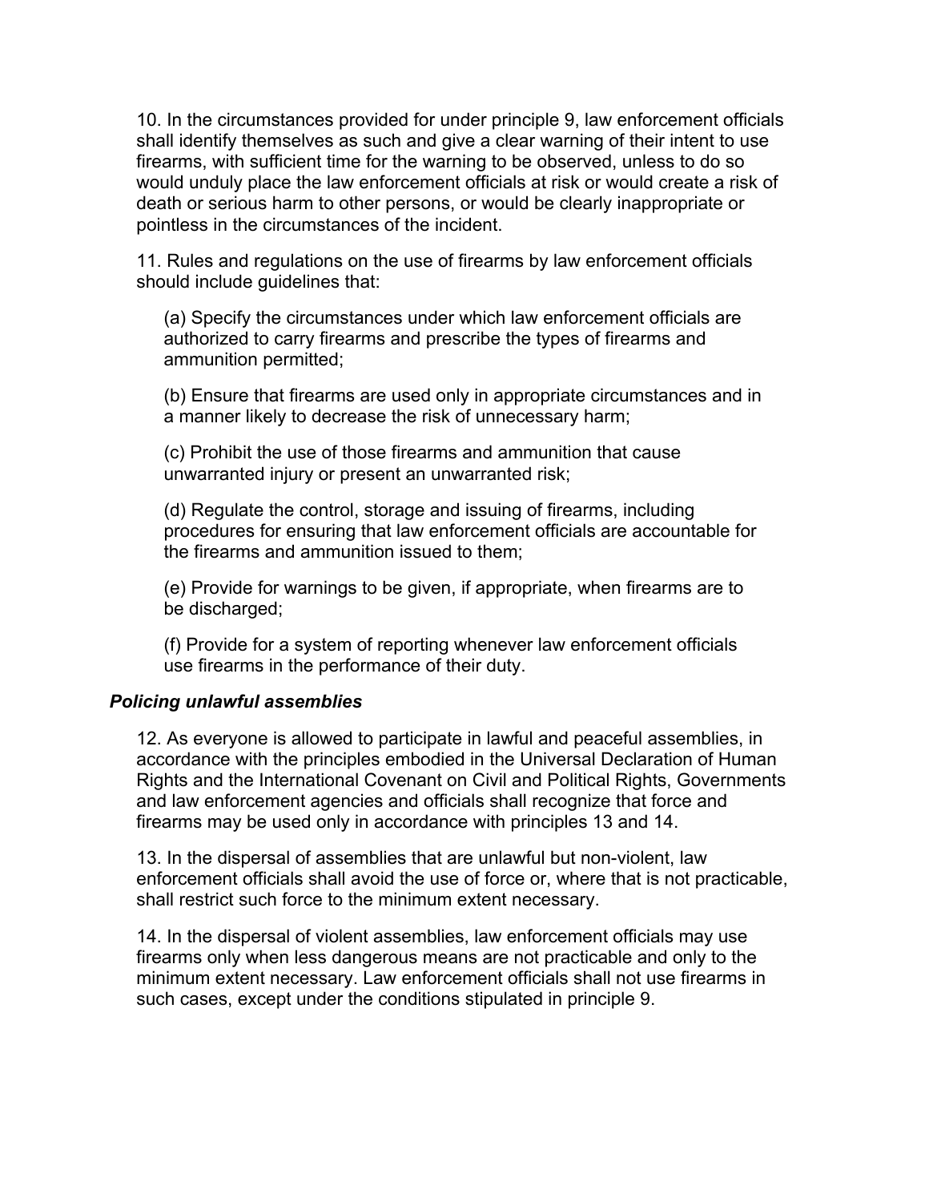10. In the circumstances provided for under principle 9, law enforcement officials shall identify themselves as such and give a clear warning of their intent to use firearms, with sufficient time for the warning to be observed, unless to do so would unduly place the law enforcement officials at risk or would create a risk of death or serious harm to other persons, or would be clearly inappropriate or pointless in the circumstances of the incident.

11. Rules and regulations on the use of firearms by law enforcement officials should include guidelines that:

(a) Specify the circumstances under which law enforcement officials are authorized to carry firearms and prescribe the types of firearms and ammunition permitted;

(b) Ensure that firearms are used only in appropriate circumstances and in a manner likely to decrease the risk of unnecessary harm;

(c) Prohibit the use of those firearms and ammunition that cause unwarranted injury or present an unwarranted risk;

(d) Regulate the control, storage and issuing of firearms, including procedures for ensuring that law enforcement officials are accountable for the firearms and ammunition issued to them;

(e) Provide for warnings to be given, if appropriate, when firearms are to be discharged;

(f) Provide for a system of reporting whenever law enforcement officials use firearms in the performance of their duty.

***Policing unlawful assemblies***

12. As everyone is allowed to participate in lawful and peaceful assemblies, in accordance with the principles embodied in the Universal Declaration of Human Rights and the International Covenant on Civil and Political Rights, Governments and law enforcement agencies and officials shall recognize that force and firearms may be used only in accordance with principles 13 and 14.

13. In the dispersal of assemblies that are unlawful but non-violent, law enforcement officials shall avoid the use of force or, where that is not practicable, shall restrict such force to the minimum extent necessary.

14. In the dispersal of violent assemblies, law enforcement officials may use firearms only when less dangerous means are not practicable and only to the minimum extent necessary. Law enforcement officials shall not use firearms in such cases, except under the conditions stipulated in principle 9.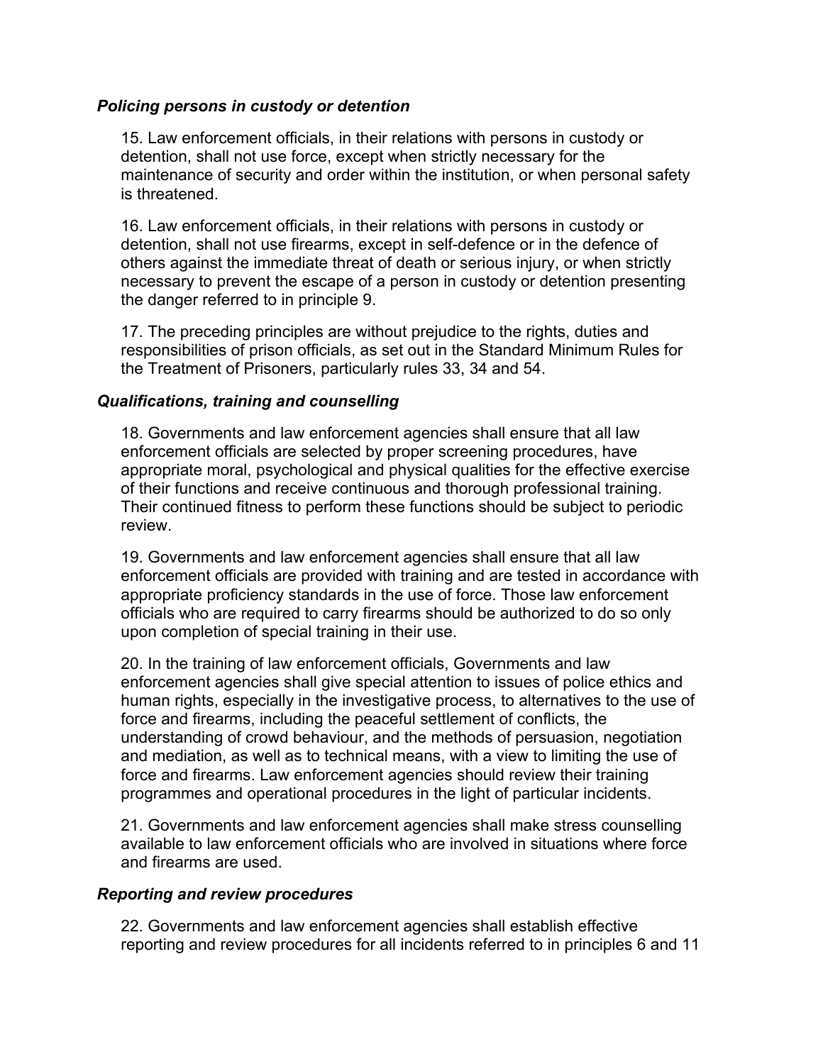### *Policing persons in custody or detention*

15. Law enforcement officials, in their relations with persons in custody or detention, shall not use force, except when strictly necessary for the maintenance of security and order within the institution, or when personal safety is threatened.

16. Law enforcement officials, in their relations with persons in custody or detention, shall not use firearms, except in self-defence or in the defence of others against the immediate threat of death or serious injury, or when strictly necessary to prevent the escape of a person in custody or detention presenting the danger referred to in principle 9.

17. The preceding principles are without prejudice to the rights, duties and responsibilities of prison officials, as set out in the Standard Minimum Rules for the Treatment of Prisoners, particularly rules 33, 34 and 54.

### *Qualifications, training and counselling*

18. Governments and law enforcement agencies shall ensure that all law enforcement officials are selected by proper screening procedures, have appropriate moral, psychological and physical qualities for the effective exercise of their functions and receive continuous and thorough professional training. Their continued fitness to perform these functions should be subject to periodic review.

19. Governments and law enforcement agencies shall ensure that all law enforcement officials are provided with training and are tested in accordance with appropriate proficiency standards in the use of force. Those law enforcement officials who are required to carry firearms should be authorized to do so only upon completion of special training in their use.

20. In the training of law enforcement officials, Governments and law enforcement agencies shall give special attention to issues of police ethics and human rights, especially in the investigative process, to alternatives to the use of force and firearms, including the peaceful settlement of conflicts, the understanding of crowd behaviour, and the methods of persuasion, negotiation and mediation, as well as to technical means, with a view to limiting the use of force and firearms. Law enforcement agencies should review their training programmes and operational procedures in the light of particular incidents.

21. Governments and law enforcement agencies shall make stress counselling available to law enforcement officials who are involved in situations where force and firearms are used.

### *Reporting and review procedures*

22. Governments and law enforcement agencies shall establish effective reporting and review procedures for all incidents referred to in principles 6 and 11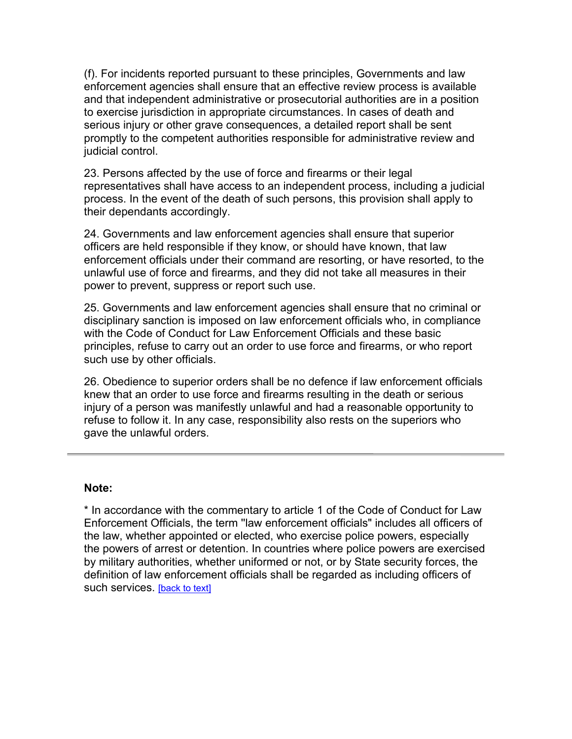(f). For incidents reported pursuant to these principles, Governments and law enforcement agencies shall ensure that an effective review process is available and that independent administrative or prosecutorial authorities are in a position to exercise jurisdiction in appropriate circumstances. In cases of death and serious injury or other grave consequences, a detailed report shall be sent promptly to the competent authorities responsible for administrative review and judicial control.

23. Persons affected by the use of force and firearms or their legal representatives shall have access to an independent process, including a judicial process. In the event of the death of such persons, this provision shall apply to their dependants accordingly.

24. Governments and law enforcement agencies shall ensure that superior officers are held responsible if they know, or should have known, that law enforcement officials under their command are resorting, or have resorted, to the unlawful use of force and firearms, and they did not take all measures in their power to prevent, suppress or report such use.

25. Governments and law enforcement agencies shall ensure that no criminal or disciplinary sanction is imposed on law enforcement officials who, in compliance with the Code of Conduct for Law Enforcement Officials and these basic principles, refuse to carry out an order to use force and firearms, or who report such use by other officials.

26. Obedience to superior orders shall be no defence if law enforcement officials knew that an order to use force and firearms resulting in the death or serious injury of a person was manifestly unlawful and had a reasonable opportunity to refuse to follow it. In any case, responsibility also rests on the superiors who gave the unlawful orders.

---

**Note:**

* In accordance with the commentary to article 1 of the Code of Conduct for Law Enforcement Officials, the term "law enforcement officials" includes all officers of the law, whether appointed or elected, who exercise police powers, especially the powers of arrest or detention. In countries where police powers are exercised by military authorities, whether uniformed or not, or by State security forces, the definition of law enforcement officials shall be regarded as including officers of such services. [back to text]